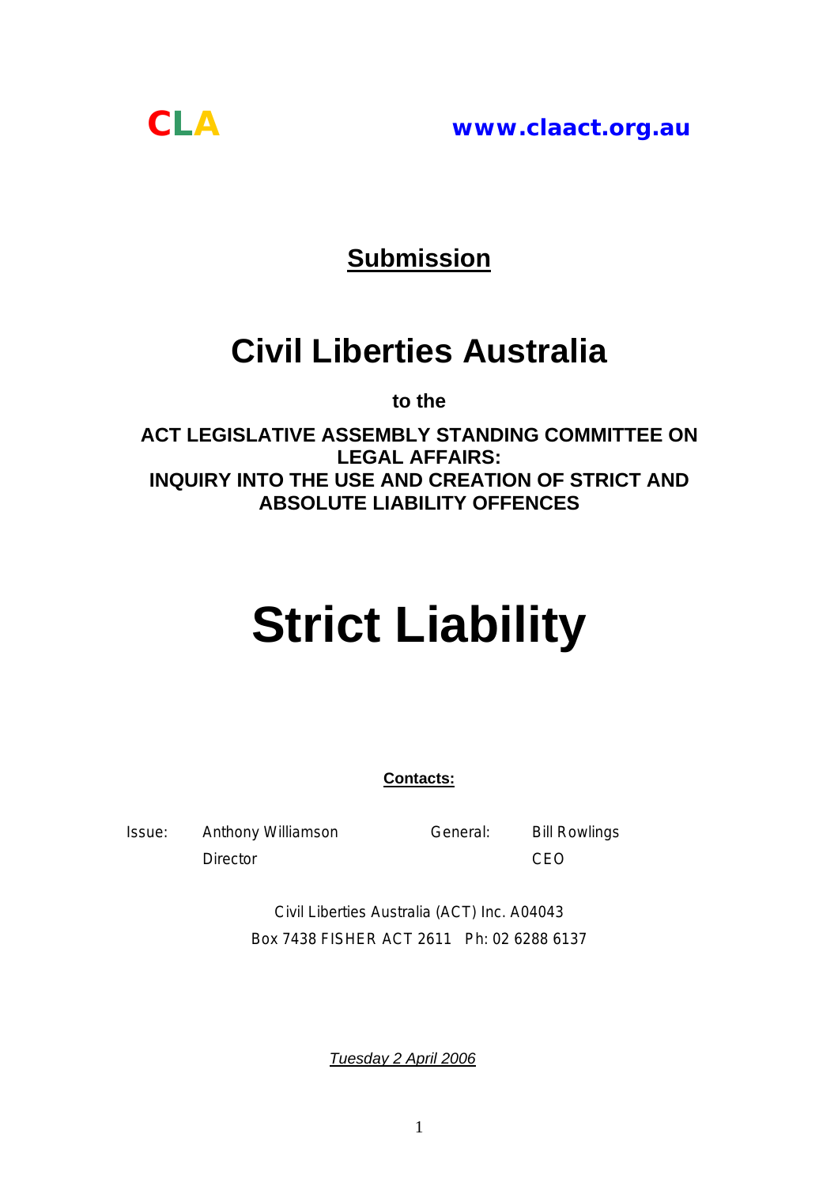**CLA** www.claact.org.au

## Submission

# Civil Liberties Australia

**to the**

**ACT LEGISLATIVE ASSEMBLY STANDING COMMITTEE ON LEGAL AFFAIRS:**
**INQUIRY INTO THE USE AND CREATION OF STRICT AND ABSOLUTE LIABILITY OFFENCES**

# Strict Liability

**Contacts:**

| | | | |
|---|---|---|---|
| Issue: | Anthony Williamson | General: | Bill Rowlings |
| | Director | | CEO |

Civil Liberties Australia (ACT) Inc. A04043
Box 7438 FISHER ACT 2611 Ph: 02 6288 6137

*Tuesday 2 April 2006*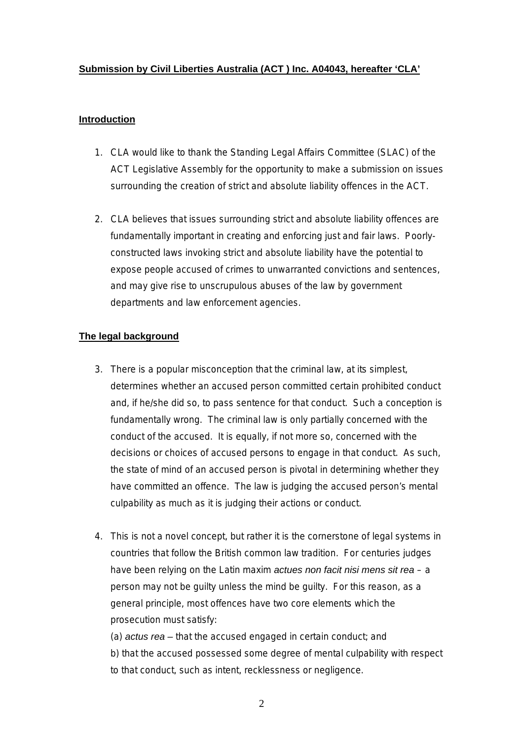**Submission by Civil Liberties Australia (ACT ) Inc. A04043, hereafter 'CLA'**

**Introduction**

1. CLA would like to thank the Standing Legal Affairs Committee (SLAC) of the ACT Legislative Assembly for the opportunity to make a submission on issues surrounding the creation of strict and absolute liability offences in the ACT.

2. CLA believes that issues surrounding strict and absolute liability offences are fundamentally important in creating and enforcing just and fair laws. Poorly-constructed laws invoking strict and absolute liability have the potential to expose people accused of crimes to unwarranted convictions and sentences, and may give rise to unscrupulous abuses of the law by government departments and law enforcement agencies.

**The legal background**

3. There is a popular misconception that the criminal law, at its simplest, determines whether an accused person committed certain prohibited conduct and, if he/she did so, to pass sentence for that conduct. Such a conception is fundamentally wrong. The criminal law is only partially concerned with the conduct of the accused. It is equally, if not more so, concerned with the decisions or choices of accused persons to engage in that conduct. As such, the state of mind of an accused person is pivotal in determining whether they have committed an offence. The law is judging the accused person's mental culpability as much as it is judging their actions or conduct.

4. This is not a novel concept, but rather it is the cornerstone of legal systems in countries that follow the British common law tradition. For centuries judges have been relying on the Latin maxim *actues non facit nisi mens sit rea* – a person may not be guilty unless the mind be guilty. For this reason, as a general principle, most offences have two core elements which the prosecution must satisfy:

   (a) *actus rea* – that the accused engaged in certain conduct; and

   b) that the accused possessed some degree of mental culpability with respect to that conduct, such as intent, recklessness or negligence.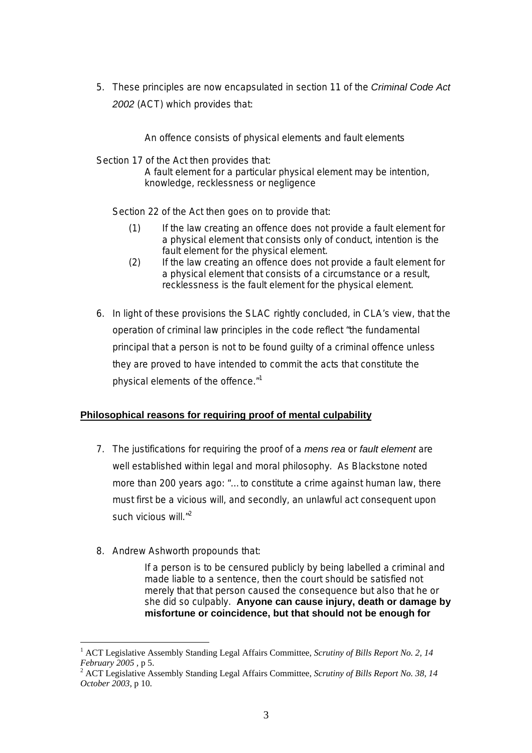5. These principles are now encapsulated in section 11 of the *Criminal Code Act 2002* (ACT) which provides that:

   > An offence consists of physical elements and fault elements

Section 17 of the Act then provides that:

> A fault element for a particular physical element may be intention, knowledge, recklessness or negligence

Section 22 of the Act then goes on to provide that:

> (1) If the law creating an offence does not provide a fault element for a physical element that consists only of conduct, intention is the fault element for the physical element.
>
> (2) If the law creating an offence does not provide a fault element for a physical element that consists of a circumstance or a result, recklessness is the fault element for the physical element.

6. In light of these provisions the SLAC rightly concluded, in CLA's view, that the operation of criminal law principles in the code reflect "the fundamental principal that a person is not to be found guilty of a criminal offence unless they are proved to have intended to commit the acts that constitute the physical elements of the offence."[1]

## Philosophical reasons for requiring proof of mental culpability

7. The justifications for requiring the proof of a *mens rea* or *fault element* are well established within legal and moral philosophy. As Blackstone noted more than 200 years ago: "…to constitute a crime against human law, there must first be a vicious will, and secondly, an unlawful act consequent upon such vicious will."[2]

8. Andrew Ashworth propounds that:

   > If a person is to be censured publicly by being labelled a criminal and made liable to a sentence, then the court should be satisfied not merely that that person caused the consequence but also that he or she did so culpably. **Anyone can cause injury, death or damage by misfortune or coincidence, but that should not be enough for**

---

[1] ACT Legislative Assembly Standing Legal Affairs Committee, *Scrutiny of Bills Report No. 2, 14 February 2005* , p 5.

[2] ACT Legislative Assembly Standing Legal Affairs Committee, *Scrutiny of Bills Report No. 38, 14 October 2003*, p 10.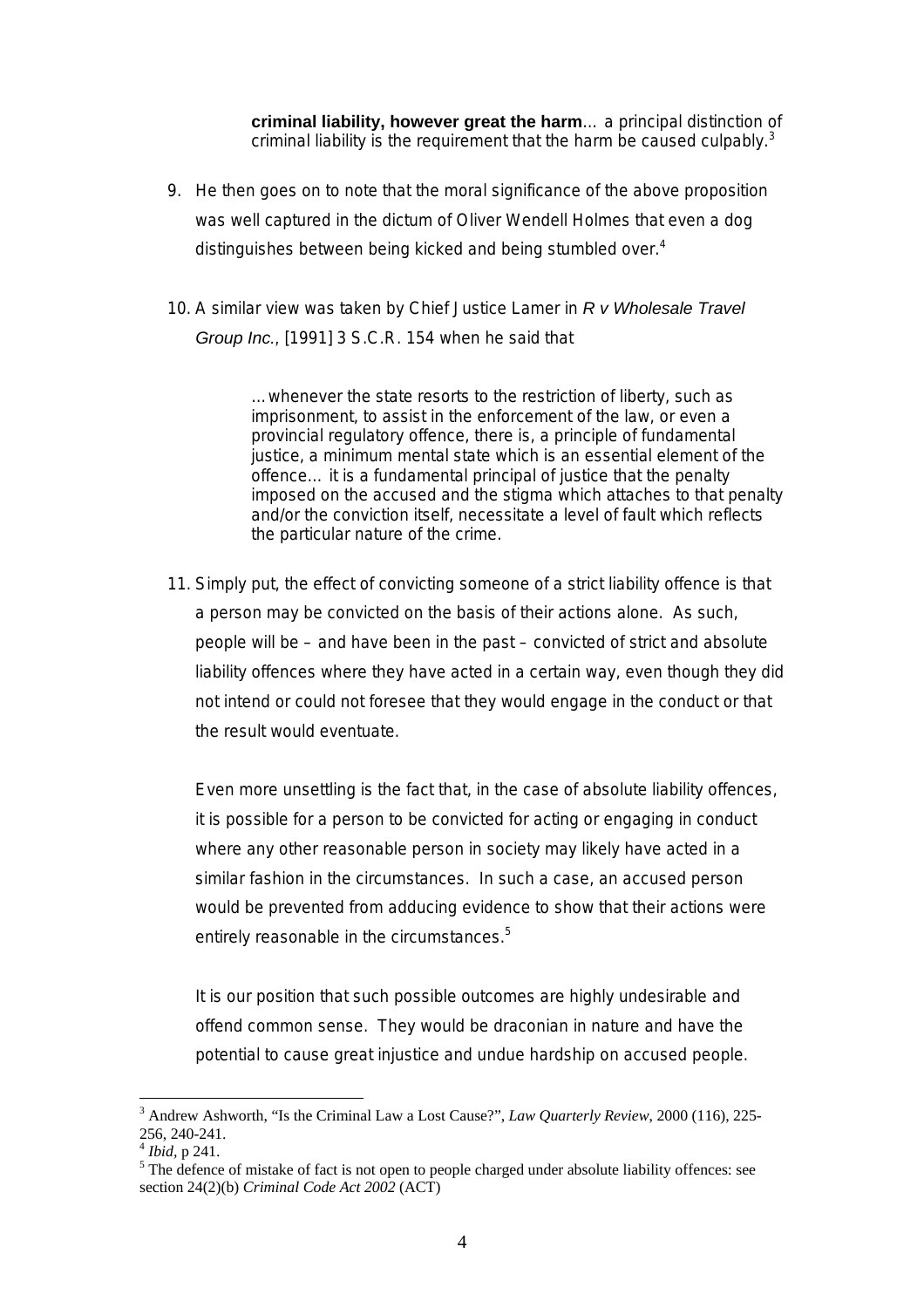> **criminal liability, however great the harm**… a principal distinction of criminal liability is the requirement that the harm be caused culpably.[3]

9. He then goes on to note that the moral significance of the above proposition was well captured in the dictum of Oliver Wendell Holmes that even a dog distinguishes between being kicked and being stumbled over.[4]

10. A similar view was taken by Chief Justice Lamer in *R v Wholesale Travel Group Inc.*, [1991] 3 S.C.R. 154 when he said that

> …whenever the state resorts to the restriction of liberty, such as imprisonment, to assist in the enforcement of the law, or even a provincial regulatory offence, there is, a principle of fundamental justice, a minimum mental state which is an essential element of the offence… it is a fundamental principal of justice that the penalty imposed on the accused and the stigma which attaches to that penalty and/or the conviction itself, necessitate a level of fault which reflects the particular nature of the crime.

11. Simply put, the effect of convicting someone of a strict liability offence is that a person may be convicted on the basis of their actions alone. As such, people will be – and have been in the past – convicted of strict and absolute liability offences where they have acted in a certain way, even though they did not intend or could not foresee that they would engage in the conduct or that the result would eventuate.

    Even more unsettling is the fact that, in the case of absolute liability offences, it is possible for a person to be convicted for acting or engaging in conduct where any other reasonable person in society may likely have acted in a similar fashion in the circumstances. In such a case, an accused person would be prevented from adducing evidence to show that their actions were entirely reasonable in the circumstances.[5]

    It is our position that such possible outcomes are highly undesirable and offend common sense. They would be draconian in nature and have the potential to cause great injustice and undue hardship on accused people.

---

[3] Andrew Ashworth, "Is the Criminal Law a Lost Cause?", *Law Quarterly Review*, 2000 (116), 225-256, 240-241.

[4] *Ibid*, p 241.

[5] The defence of mistake of fact is not open to people charged under absolute liability offences: see section 24(2)(b) *Criminal Code Act 2002* (ACT)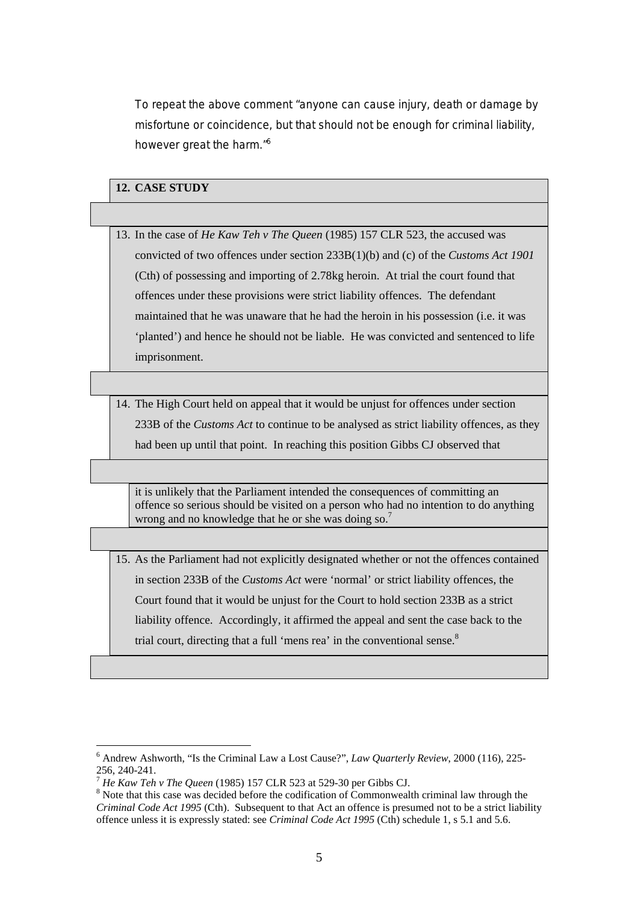To repeat the above comment "anyone can cause injury, death or damage by misfortune or coincidence, but that should not be enough for criminal liability, however great the harm."[6]

### 12. CASE STUDY

13. In the case of *He Kaw Teh v The Queen* (1985) 157 CLR 523, the accused was convicted of two offences under section 233B(1)(b) and (c) of the *Customs Act 1901* (Cth) of possessing and importing of 2.78kg heroin. At trial the court found that offences under these provisions were strict liability offences. The defendant maintained that he was unaware that he had the heroin in his possession (i.e. it was 'planted') and hence he should not be liable. He was convicted and sentenced to life imprisonment.

14. The High Court held on appeal that it would be unjust for offences under section 233B of the *Customs Act* to continue to be analysed as strict liability offences, as they had been up until that point. In reaching this position Gibbs CJ observed that

> it is unlikely that the Parliament intended the consequences of committing an offence so serious should be visited on a person who had no intention to do anything wrong and no knowledge that he or she was doing so.[7]

15. As the Parliament had not explicitly designated whether or not the offences contained in section 233B of the *Customs Act* were 'normal' or strict liability offences, the Court found that it would be unjust for the Court to hold section 233B as a strict liability offence. Accordingly, it affirmed the appeal and sent the case back to the trial court, directing that a full 'mens rea' in the conventional sense.[8]

---

[6] Andrew Ashworth, "Is the Criminal Law a Lost Cause?", *Law Quarterly Review*, 2000 (116), 225-256, 240-241.

[7] *He Kaw Teh v The Queen* (1985) 157 CLR 523 at 529-30 per Gibbs CJ.

[8] Note that this case was decided before the codification of Commonwealth criminal law through the *Criminal Code Act 1995* (Cth). Subsequent to that Act an offence is presumed not to be a strict liability offence unless it is expressly stated: see *Criminal Code Act 1995* (Cth) schedule 1, s 5.1 and 5.6.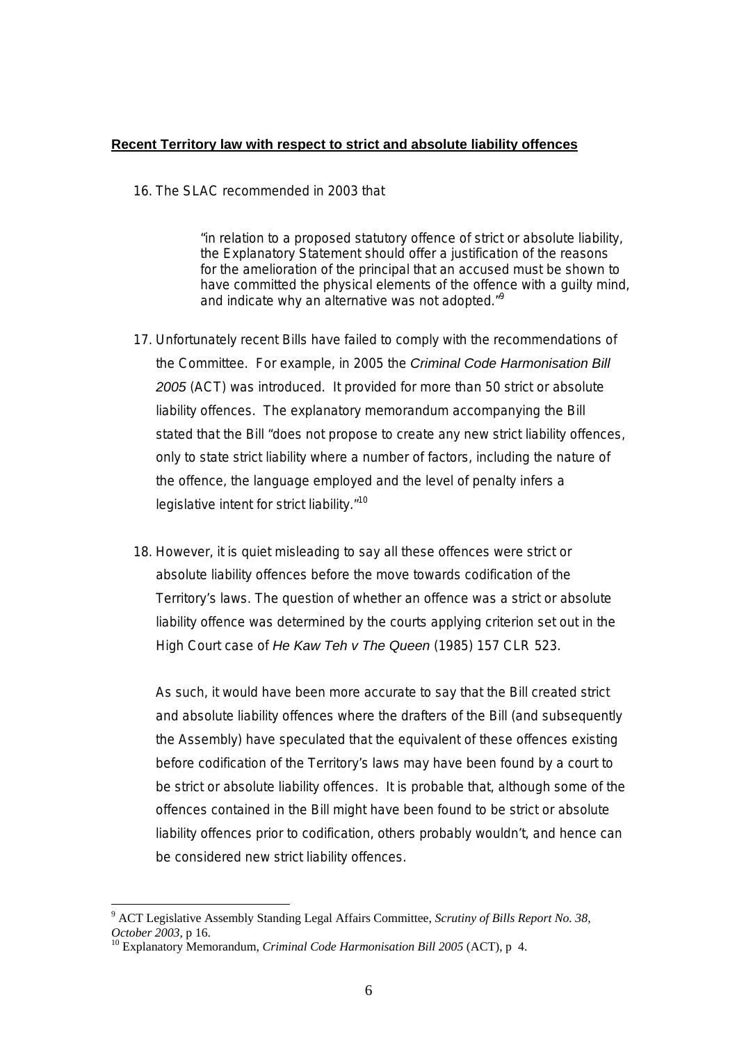**Recent Territory law with respect to strict and absolute liability offences**

16. The SLAC recommended in 2003 that

> "in relation to a proposed statutory offence of strict or absolute liability, the Explanatory Statement should offer a justification of the reasons for the amelioration of the principal that an accused must be shown to have committed the physical elements of the offence with a guilty mind, and indicate why an alternative was not adopted."[9]

17. Unfortunately recent Bills have failed to comply with the recommendations of the Committee. For example, in 2005 the *Criminal Code Harmonisation Bill 2005* (ACT) was introduced. It provided for more than 50 strict or absolute liability offences. The explanatory memorandum accompanying the Bill stated that the Bill "does not propose to create any new strict liability offences, only to state strict liability where a number of factors, including the nature of the offence, the language employed and the level of penalty infers a legislative intent for strict liability."[10]

18. However, it is quiet misleading to say all these offences were strict or absolute liability offences before the move towards codification of the Territory's laws. The question of whether an offence was a strict or absolute liability offence was determined by the courts applying criterion set out in the High Court case of *He Kaw Teh v The Queen* (1985) 157 CLR 523.

    As such, it would have been more accurate to say that the Bill created strict and absolute liability offences where the drafters of the Bill (and subsequently the Assembly) have speculated that the equivalent of these offences existing before codification of the Territory's laws may have been found by a court to be strict or absolute liability offences. It is probable that, although some of the offences contained in the Bill might have been found to be strict or absolute liability offences prior to codification, others probably wouldn't, and hence can be considered new strict liability offences.

---

[9] ACT Legislative Assembly Standing Legal Affairs Committee, *Scrutiny of Bills Report No. 38, October 2003*, p 16.

[10] Explanatory Memorandum, *Criminal Code Harmonisation Bill 2005* (ACT), p 4.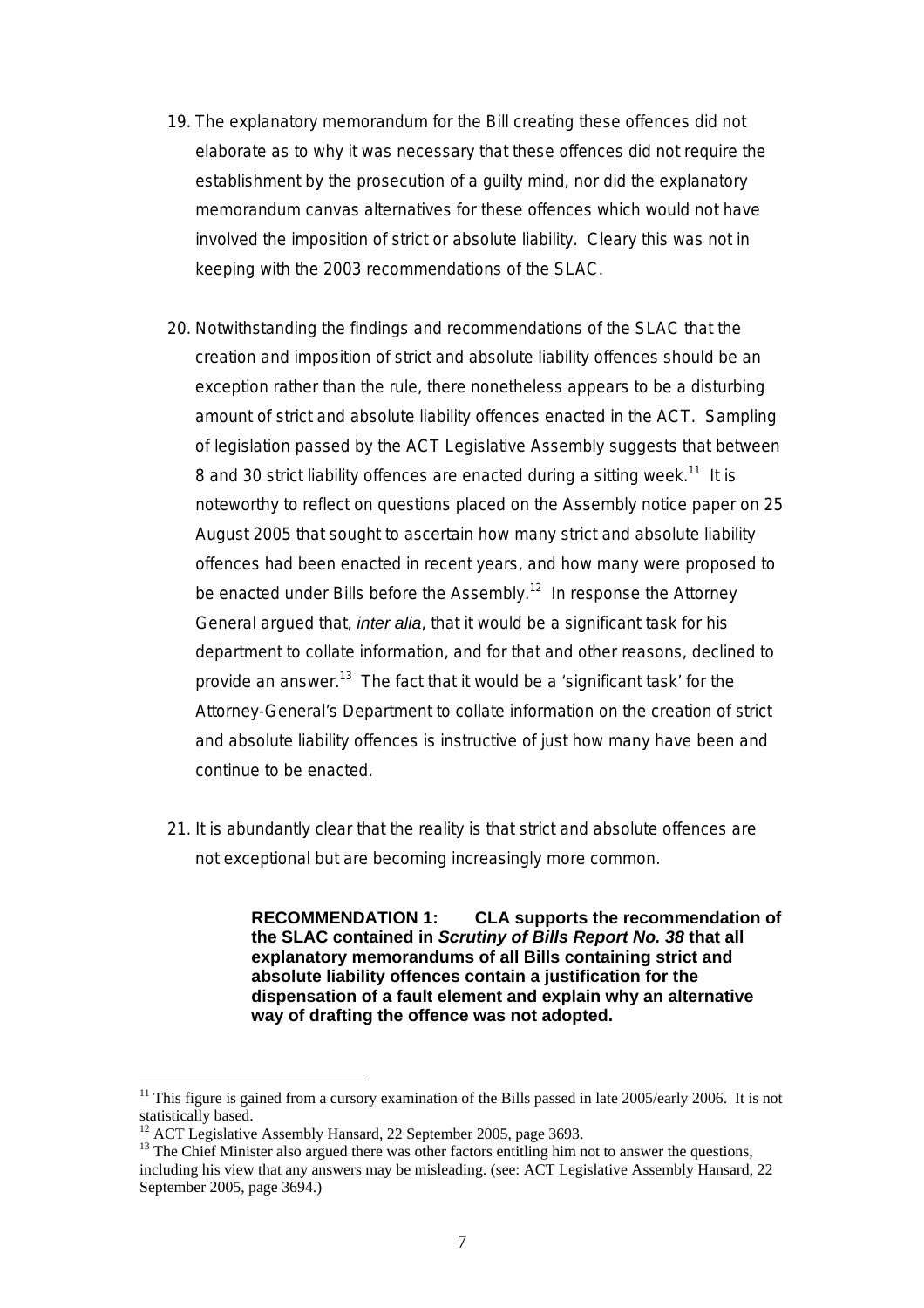19. The explanatory memorandum for the Bill creating these offences did not elaborate as to why it was necessary that these offences did not require the establishment by the prosecution of a guilty mind, nor did the explanatory memorandum canvas alternatives for these offences which would not have involved the imposition of strict or absolute liability. Cleary this was not in keeping with the 2003 recommendations of the SLAC.

20. Notwithstanding the findings and recommendations of the SLAC that the creation and imposition of strict and absolute liability offences should be an exception rather than the rule, there nonetheless appears to be a disturbing amount of strict and absolute liability offences enacted in the ACT. Sampling of legislation passed by the ACT Legislative Assembly suggests that between 8 and 30 strict liability offences are enacted during a sitting week.[11] It is noteworthy to reflect on questions placed on the Assembly notice paper on 25 August 2005 that sought to ascertain how many strict and absolute liability offences had been enacted in recent years, and how many were proposed to be enacted under Bills before the Assembly.[12] In response the Attorney General argued that, *inter alia*, that it would be a significant task for his department to collate information, and for that and other reasons, declined to provide an answer.[13] The fact that it would be a 'significant task' for the Attorney-General's Department to collate information on the creation of strict and absolute liability offences is instructive of just how many have been and continue to be enacted.

21. It is abundantly clear that the reality is that strict and absolute offences are not exceptional but are becoming increasingly more common.

> **RECOMMENDATION 1: CLA supports the recommendation of the SLAC contained in *Scrutiny of Bills Report No. 38* that all explanatory memorandums of all Bills containing strict and absolute liability offences contain a justification for the dispensation of a fault element and explain why an alternative way of drafting the offence was not adopted.**

---

[11] This figure is gained from a cursory examination of the Bills passed in late 2005/early 2006. It is not statistically based.

[12] ACT Legislative Assembly Hansard, 22 September 2005, page 3693.

[13] The Chief Minister also argued there was other factors entitling him not to answer the questions, including his view that any answers may be misleading. (see: ACT Legislative Assembly Hansard, 22 September 2005, page 3694.)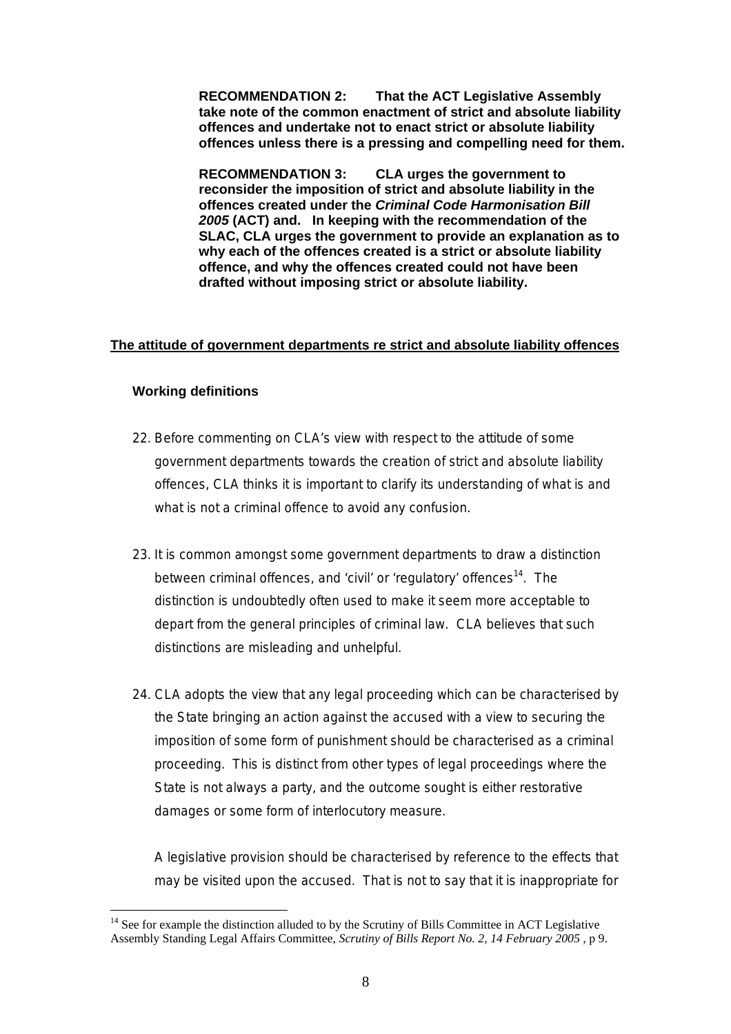**RECOMMENDATION 2: That the ACT Legislative Assembly take note of the common enactment of strict and absolute liability offences and undertake not to enact strict or absolute liability offences unless there is a pressing and compelling need for them.**

**RECOMMENDATION 3: CLA urges the government to reconsider the imposition of strict and absolute liability in the offences created under the *Criminal Code Harmonisation Bill 2005* (ACT) and. In keeping with the recommendation of the SLAC, CLA urges the government to provide an explanation as to why each of the offences created is a strict or absolute liability offence, and why the offences created could not have been drafted without imposing strict or absolute liability.**

## The attitude of government departments re strict and absolute liability offences

### Working definitions

22. Before commenting on CLA's view with respect to the attitude of some government departments towards the creation of strict and absolute liability offences, CLA thinks it is important to clarify its understanding of what is and what is not a criminal offence to avoid any confusion.

23. It is common amongst some government departments to draw a distinction between criminal offences, and 'civil' or 'regulatory' offences[14]. The distinction is undoubtedly often used to make it seem more acceptable to depart from the general principles of criminal law. CLA believes that such distinctions are misleading and unhelpful.

24. CLA adopts the view that any legal proceeding which can be characterised by the State bringing an action against the accused with a view to securing the imposition of some form of punishment should be characterised as a criminal proceeding. This is distinct from other types of legal proceedings where the State is not always a party, and the outcome sought is either restorative damages or some form of interlocutory measure.

    A legislative provision should be characterised by reference to the effects that may be visited upon the accused. That is not to say that it is inappropriate for

---

[14] See for example the distinction alluded to by the Scrutiny of Bills Committee in ACT Legislative Assembly Standing Legal Affairs Committee, *Scrutiny of Bills Report No. 2, 14 February 2005* , p 9.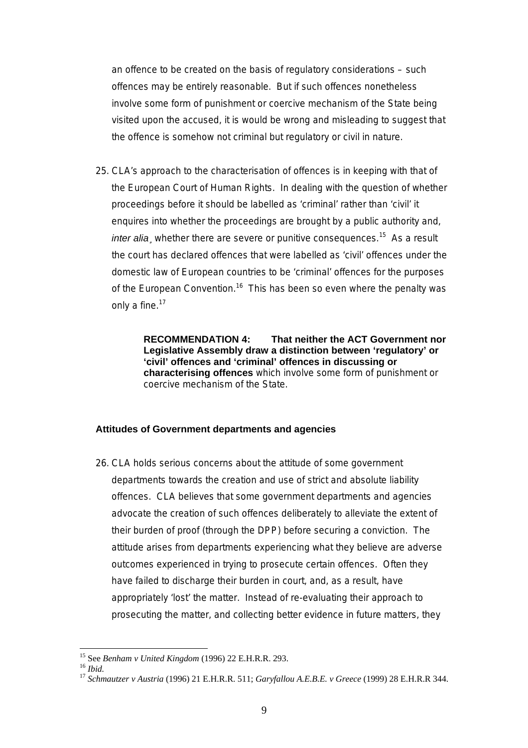an offence to be created on the basis of regulatory considerations – such offences may be entirely reasonable. But if such offences nonetheless involve some form of punishment or coercive mechanism of the State being visited upon the accused, it is would be wrong and misleading to suggest that the offence is somehow not criminal but regulatory or civil in nature.

25. CLA's approach to the characterisation of offences is in keeping with that of the European Court of Human Rights. In dealing with the question of whether proceedings before it should be labelled as 'criminal' rather than 'civil' it enquires into whether the proceedings are brought by a public authority and, *inter alia*¸ whether there are severe or punitive consequences.[15] As a result the court has declared offences that were labelled as 'civil' offences under the domestic law of European countries to be 'criminal' offences for the purposes of the European Convention.[16] This has been so even where the penalty was only a fine.[17]

> **RECOMMENDATION 4: That neither the ACT Government nor Legislative Assembly draw a distinction between 'regulatory' or 'civil' offences and 'criminal' offences in discussing or characterising offences** which involve some form of punishment or coercive mechanism of the State.

**Attitudes of Government departments and agencies**

26. CLA holds serious concerns about the attitude of some government departments towards the creation and use of strict and absolute liability offences. CLA believes that some government departments and agencies advocate the creation of such offences deliberately to alleviate the extent of their burden of proof (through the DPP) before securing a conviction. The attitude arises from departments experiencing what they believe are adverse outcomes experienced in trying to prosecute certain offences. Often they have failed to discharge their burden in court, and, as a result, have appropriately 'lost' the matter. Instead of re-evaluating their approach to prosecuting the matter, and collecting better evidence in future matters, they

---

[15] See *Benham v United Kingdom* (1996) 22 E.H.R.R. 293.

[16] *Ibid.*

[17] *Schmautzer v Austria* (1996) 21 E.H.R.R. 511; *Garyfallou A.E.B.E. v Greece* (1999) 28 E.H.R.R 344.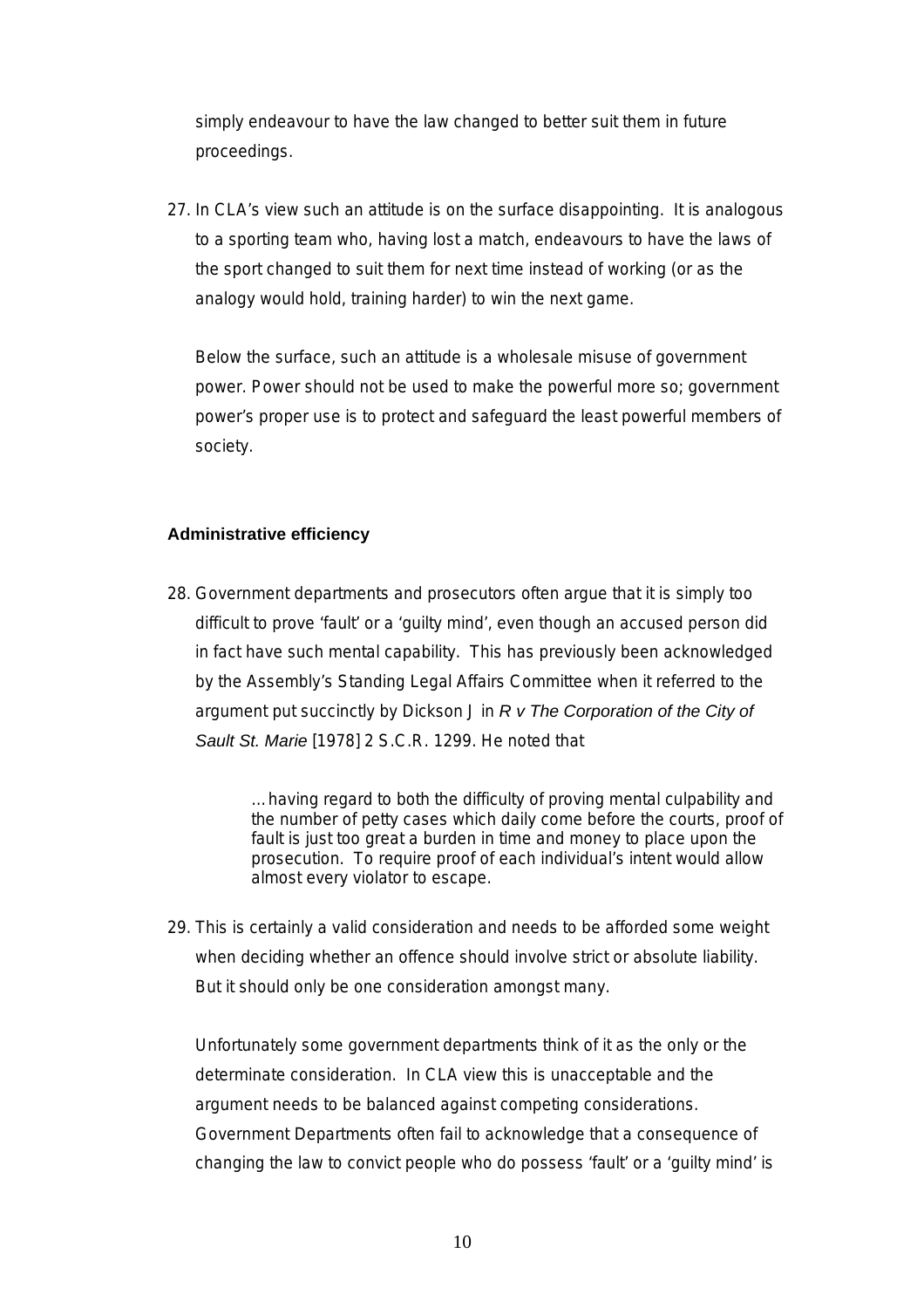simply endeavour to have the law changed to better suit them in future proceedings.

27. In CLA's view such an attitude is on the surface disappointing. It is analogous to a sporting team who, having lost a match, endeavours to have the laws of the sport changed to suit them for next time instead of working (or as the analogy would hold, training harder) to win the next game.

    Below the surface, such an attitude is a wholesale misuse of government power. Power should not be used to make the powerful more so; government power's proper use is to protect and safeguard the least powerful members of society.

### Administrative efficiency

28. Government departments and prosecutors often argue that it is simply too difficult to prove 'fault' or a 'guilty mind', even though an accused person did in fact have such mental capability. This has previously been acknowledged by the Assembly's Standing Legal Affairs Committee when it referred to the argument put succinctly by Dickson J in *R v The Corporation of the City of Sault St. Marie* [1978] 2 S.C.R. 1299. He noted that

    > …having regard to both the difficulty of proving mental culpability and the number of petty cases which daily come before the courts, proof of fault is just too great a burden in time and money to place upon the prosecution. To require proof of each individual's intent would allow almost every violator to escape.

29. This is certainly a valid consideration and needs to be afforded some weight when deciding whether an offence should involve strict or absolute liability. But it should only be one consideration amongst many.

    Unfortunately some government departments think of it as the only or the determinate consideration. In CLA view this is unacceptable and the argument needs to be balanced against competing considerations. Government Departments often fail to acknowledge that a consequence of changing the law to convict people who do possess 'fault' or a 'guilty mind' is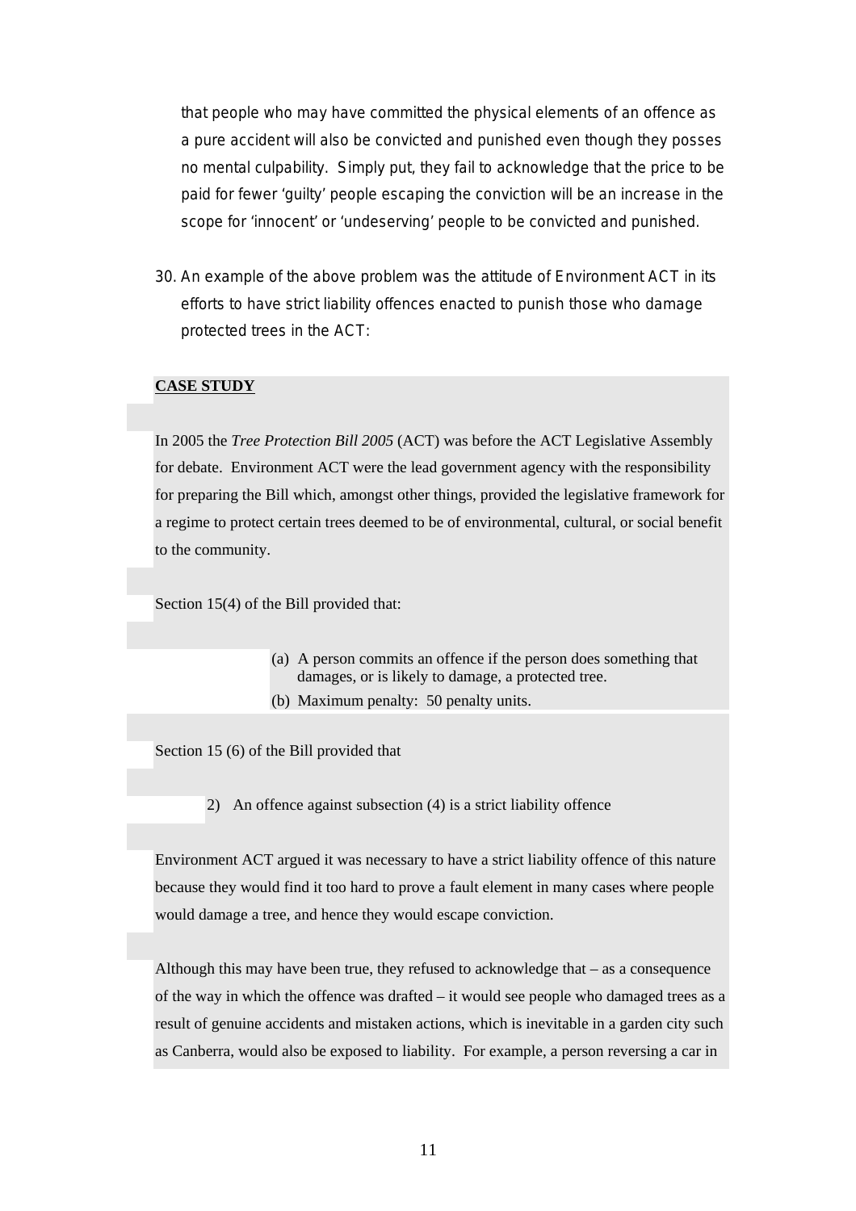that people who may have committed the physical elements of an offence as a pure accident will also be convicted and punished even though they posses no mental culpability. Simply put, they fail to acknowledge that the price to be paid for fewer 'guilty' people escaping the conviction will be an increase in the scope for 'innocent' or 'undeserving' people to be convicted and punished.

30. An example of the above problem was the attitude of Environment ACT in its efforts to have strict liability offences enacted to punish those who damage protected trees in the ACT:

**CASE STUDY**

In 2005 the *Tree Protection Bill 2005* (ACT) was before the ACT Legislative Assembly for debate. Environment ACT were the lead government agency with the responsibility for preparing the Bill which, amongst other things, provided the legislative framework for a regime to protect certain trees deemed to be of environmental, cultural, or social benefit to the community.

Section 15(4) of the Bill provided that:

> (a) A person commits an offence if the person does something that damages, or is likely to damage, a protected tree.
>
> (b) Maximum penalty: 50 penalty units.

Section 15 (6) of the Bill provided that

> 2) An offence against subsection (4) is a strict liability offence

Environment ACT argued it was necessary to have a strict liability offence of this nature because they would find it too hard to prove a fault element in many cases where people would damage a tree, and hence they would escape conviction.

Although this may have been true, they refused to acknowledge that – as a consequence of the way in which the offence was drafted – it would see people who damaged trees as a result of genuine accidents and mistaken actions, which is inevitable in a garden city such as Canberra, would also be exposed to liability. For example, a person reversing a car in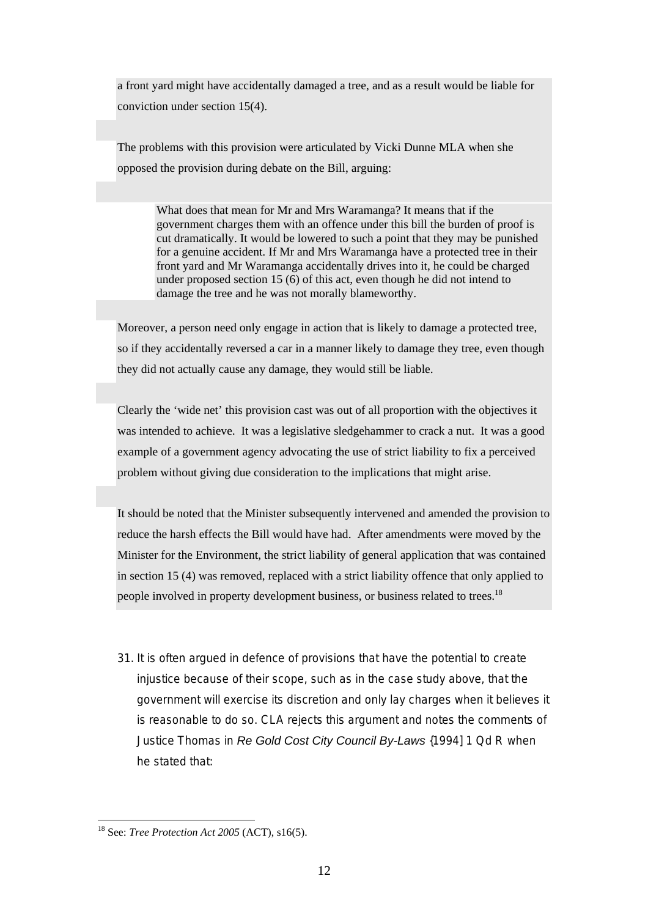a front yard might have accidentally damaged a tree, and as a result would be liable for conviction under section 15(4).

The problems with this provision were articulated by Vicki Dunne MLA when she opposed the provision during debate on the Bill, arguing:

> What does that mean for Mr and Mrs Waramanga? It means that if the government charges them with an offence under this bill the burden of proof is cut dramatically. It would be lowered to such a point that they may be punished for a genuine accident. If Mr and Mrs Waramanga have a protected tree in their front yard and Mr Waramanga accidentally drives into it, he could be charged under proposed section 15 (6) of this act, even though he did not intend to damage the tree and he was not morally blameworthy.

Moreover, a person need only engage in action that is likely to damage a protected tree, so if they accidentally reversed a car in a manner likely to damage they tree, even though they did not actually cause any damage, they would still be liable.

Clearly the 'wide net' this provision cast was out of all proportion with the objectives it was intended to achieve. It was a legislative sledgehammer to crack a nut. It was a good example of a government agency advocating the use of strict liability to fix a perceived problem without giving due consideration to the implications that might arise.

It should be noted that the Minister subsequently intervened and amended the provision to reduce the harsh effects the Bill would have had. After amendments were moved by the Minister for the Environment, the strict liability of general application that was contained in section 15 (4) was removed, replaced with a strict liability offence that only applied to people involved in property development business, or business related to trees.[18]

31. It is often argued in defence of provisions that have the potential to create injustice because of their scope, such as in the case study above, that the government will exercise its discretion and only lay charges when it believes it is reasonable to do so. CLA rejects this argument and notes the comments of Justice Thomas in *Re Gold Cost City Council By-Laws* {1994] 1 Qd R when he stated that:

[18] See: *Tree Protection Act 2005* (ACT), s16(5).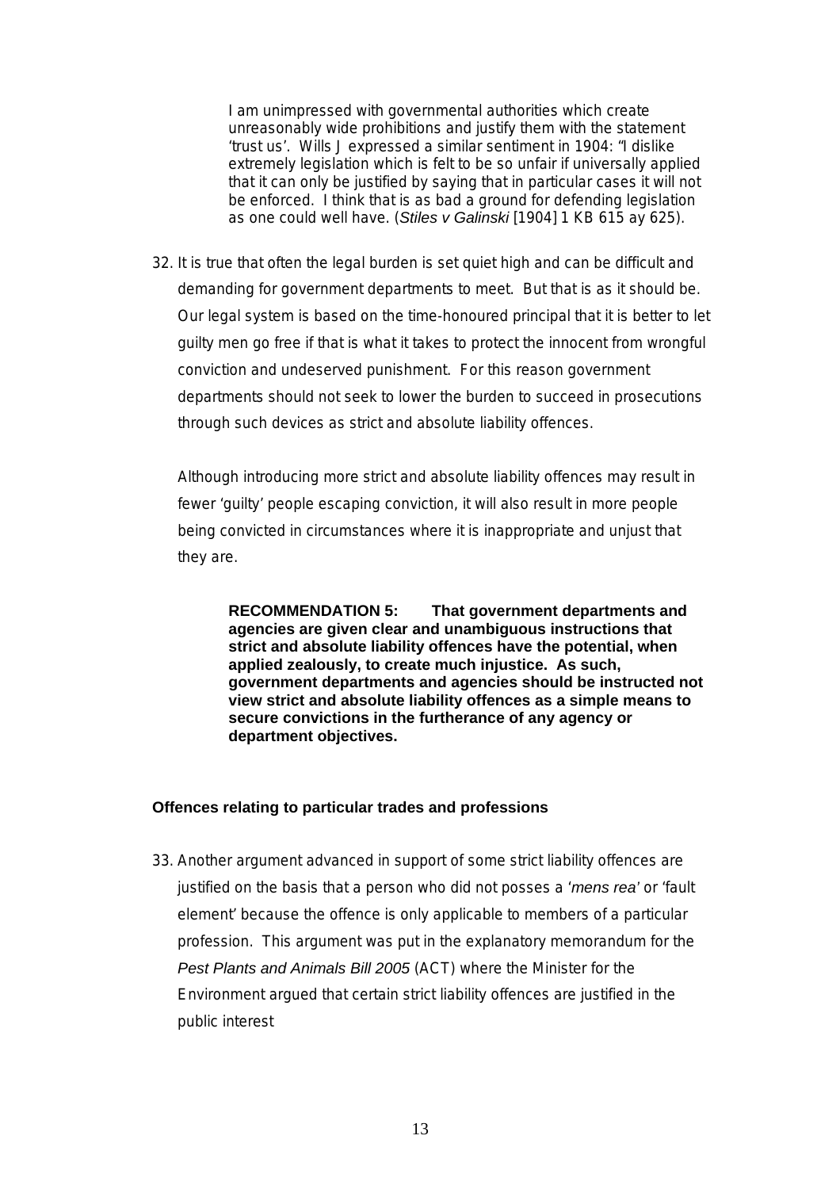> I am unimpressed with governmental authorities which create unreasonably wide prohibitions and justify them with the statement 'trust us'. Wills J expressed a similar sentiment in 1904: "I dislike extremely legislation which is felt to be so unfair if universally applied that it can only be justified by saying that in particular cases it will not be enforced. I think that is as bad a ground for defending legislation as one could well have. (*Stiles v Galinski* [1904] 1 KB 615 ay 625).

32. It is true that often the legal burden is set quiet high and can be difficult and demanding for government departments to meet. But that is as it should be. Our legal system is based on the time-honoured principal that it is better to let guilty men go free if that is what it takes to protect the innocent from wrongful conviction and undeserved punishment. For this reason government departments should not seek to lower the burden to succeed in prosecutions through such devices as strict and absolute liability offences.

    Although introducing more strict and absolute liability offences may result in fewer 'guilty' people escaping conviction, it will also result in more people being convicted in circumstances where it is inappropriate and unjust that they are.

> **RECOMMENDATION 5: That government departments and agencies are given clear and unambiguous instructions that strict and absolute liability offences have the potential, when applied zealously, to create much injustice. As such, government departments and agencies should be instructed not view strict and absolute liability offences as a simple means to secure convictions in the furtherance of any agency or department objectives.**

### Offences relating to particular trades and professions

33. Another argument advanced in support of some strict liability offences are justified on the basis that a person who did not posses a '*mens rea*' or 'fault element' because the offence is only applicable to members of a particular profession. This argument was put in the explanatory memorandum for the *Pest Plants and Animals Bill 2005* (ACT) where the Minister for the Environment argued that certain strict liability offences are justified in the public interest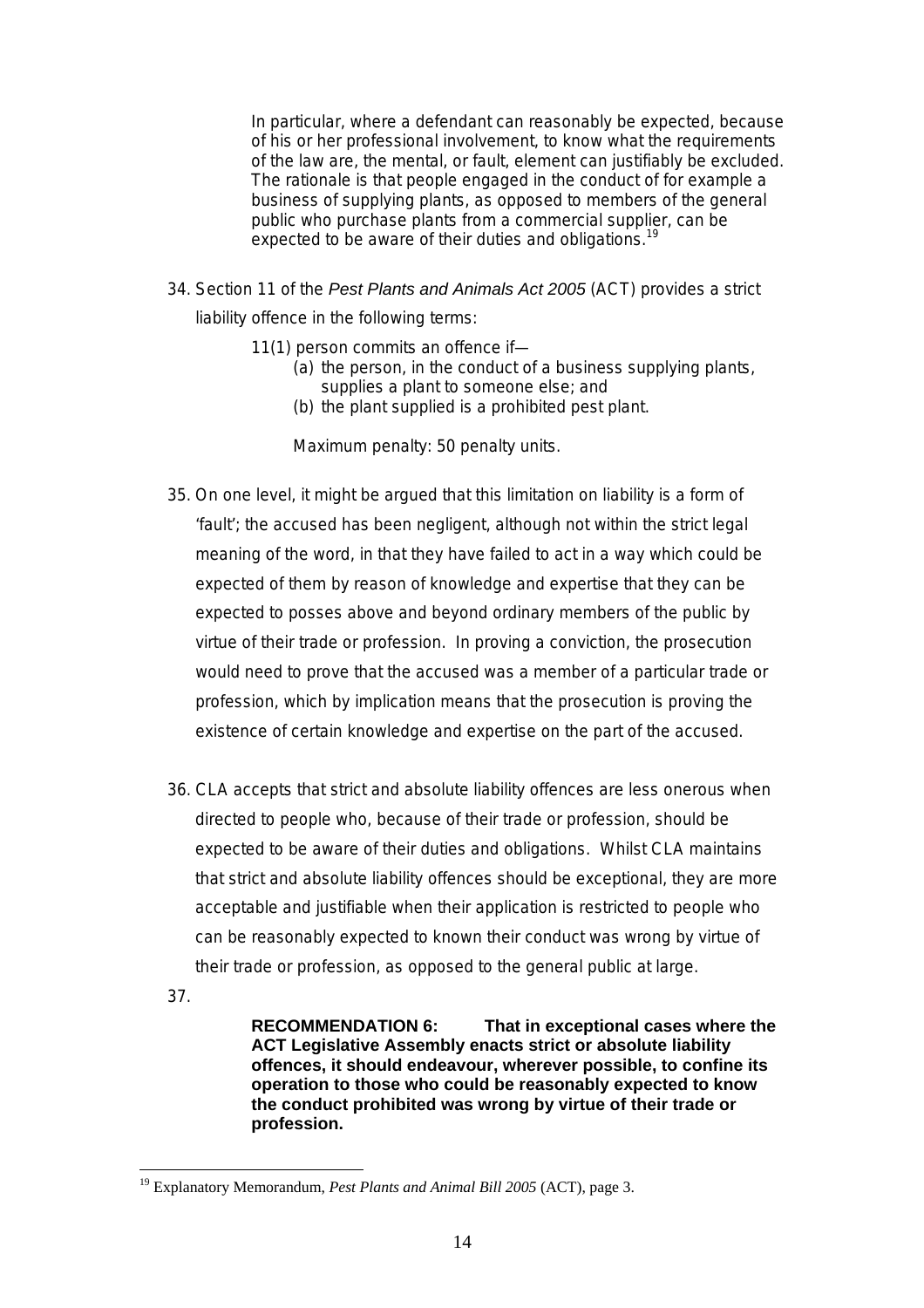> In particular, where a defendant can reasonably be expected, because of his or her professional involvement, to know what the requirements of the law are, the mental, or fault, element can justifiably be excluded. The rationale is that people engaged in the conduct of for example a business of supplying plants, as opposed to members of the general public who purchase plants from a commercial supplier, can be expected to be aware of their duties and obligations.[19]

34. Section 11 of the *Pest Plants and Animals Act 2005* (ACT) provides a strict liability offence in the following terms:

> 11(1) person commits an offence if—
>
> (a) the person, in the conduct of a business supplying plants, supplies a plant to someone else; and
>
> (b) the plant supplied is a prohibited pest plant.
>
> Maximum penalty: 50 penalty units.

35. On one level, it might be argued that this limitation on liability is a form of 'fault'; the accused has been negligent, although not within the strict legal meaning of the word, in that they have failed to act in a way which could be expected of them by reason of knowledge and expertise that they can be expected to posses above and beyond ordinary members of the public by virtue of their trade or profession. In proving a conviction, the prosecution would need to prove that the accused was a member of a particular trade or profession, which by implication means that the prosecution is proving the existence of certain knowledge and expertise on the part of the accused.

36. CLA accepts that strict and absolute liability offences are less onerous when directed to people who, because of their trade or profession, should be expected to be aware of their duties and obligations. Whilst CLA maintains that strict and absolute liability offences should be exceptional, they are more acceptable and justifiable when their application is restricted to people who can be reasonably expected to known their conduct was wrong by virtue of their trade or profession, as opposed to the general public at large.

37.

> **RECOMMENDATION 6: That in exceptional cases where the ACT Legislative Assembly enacts strict or absolute liability offences, it should endeavour, wherever possible, to confine its operation to those who could be reasonably expected to know the conduct prohibited was wrong by virtue of their trade or profession.**

---

[19] Explanatory Memorandum, *Pest Plants and Animal Bill 2005* (ACT), page 3.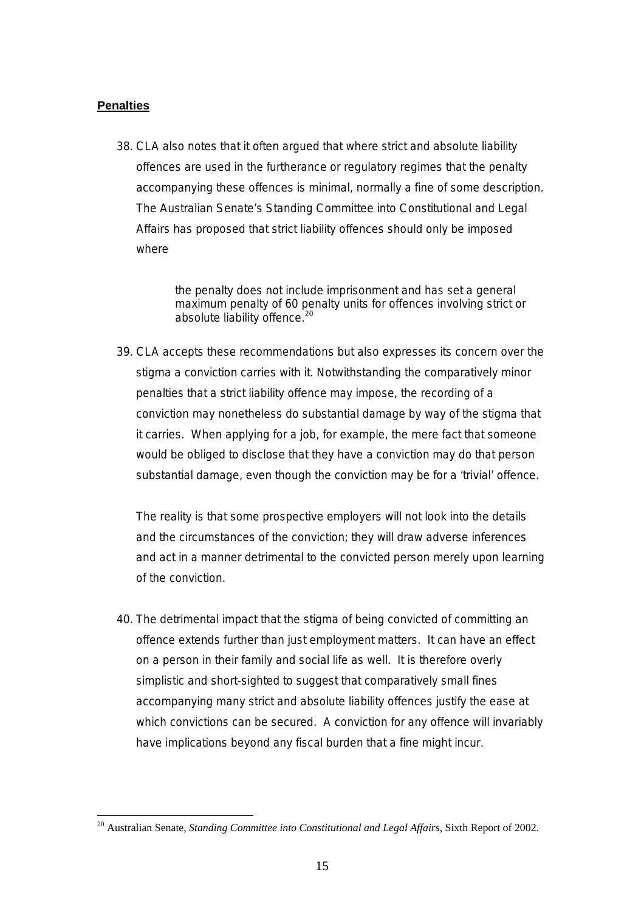**Penalties**

38. CLA also notes that it often argued that where strict and absolute liability offences are used in the furtherance or regulatory regimes that the penalty accompanying these offences is minimal, normally a fine of some description. The Australian Senate's Standing Committee into Constitutional and Legal Affairs has proposed that strict liability offences should only be imposed where

> the penalty does not include imprisonment and has set a general maximum penalty of 60 penalty units for offences involving strict or absolute liability offence.[20]

39. CLA accepts these recommendations but also expresses its concern over the stigma a conviction carries with it. Notwithstanding the comparatively minor penalties that a strict liability offence may impose, the recording of a conviction may nonetheless do substantial damage by way of the stigma that it carries. When applying for a job, for example, the mere fact that someone would be obliged to disclose that they have a conviction may do that person substantial damage, even though the conviction may be for a 'trivial' offence.

    The reality is that some prospective employers will not look into the details and the circumstances of the conviction; they will draw adverse inferences and act in a manner detrimental to the convicted person merely upon learning of the conviction.

40. The detrimental impact that the stigma of being convicted of committing an offence extends further than just employment matters. It can have an effect on a person in their family and social life as well. It is therefore overly simplistic and short-sighted to suggest that comparatively small fines accompanying many strict and absolute liability offences justify the ease at which convictions can be secured. A conviction for any offence will invariably have implications beyond any fiscal burden that a fine might incur.

---

[20] Australian Senate, *Standing Committee into Constitutional and Legal Affairs*, Sixth Report of 2002.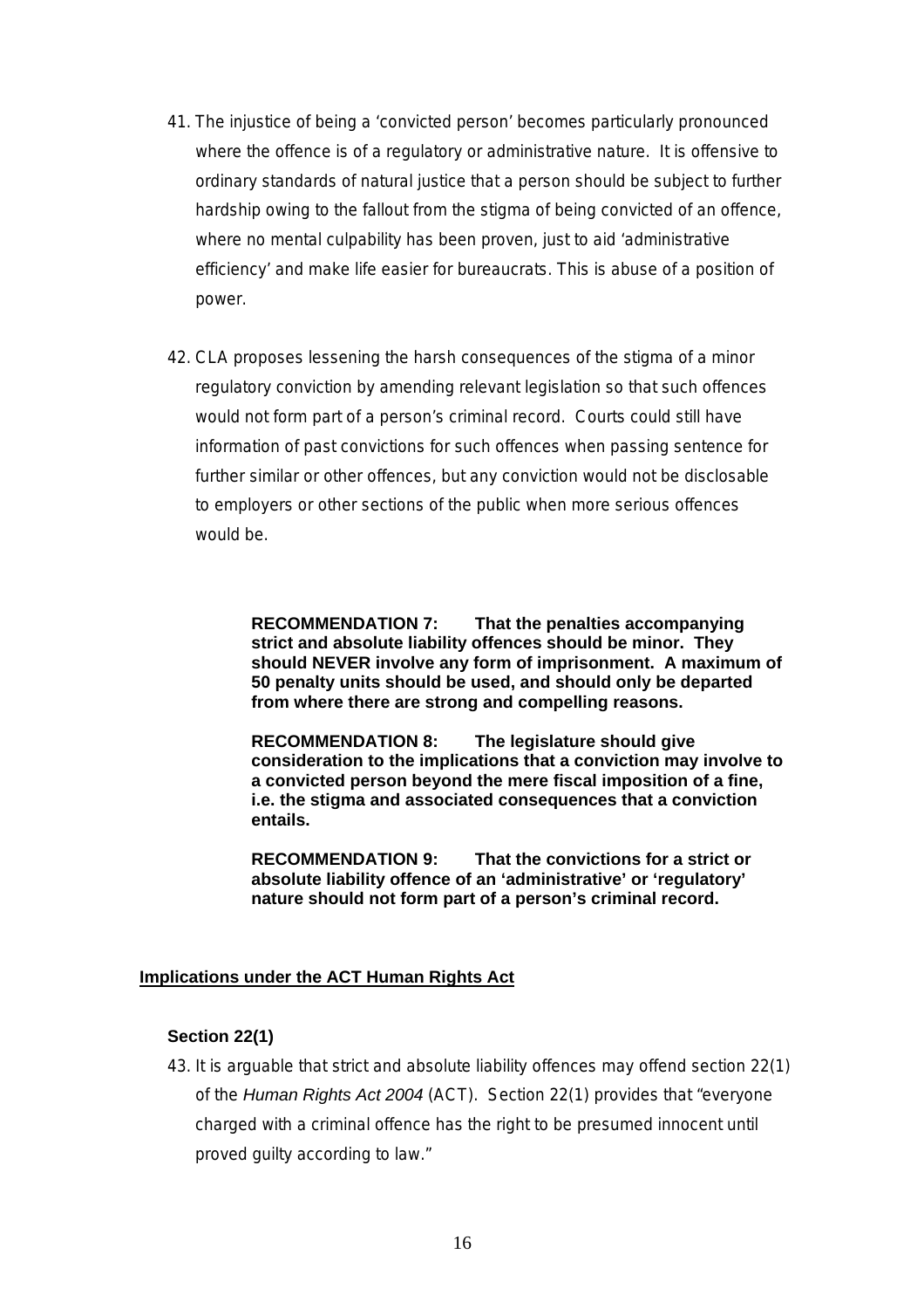41. The injustice of being a 'convicted person' becomes particularly pronounced where the offence is of a regulatory or administrative nature. It is offensive to ordinary standards of natural justice that a person should be subject to further hardship owing to the fallout from the stigma of being convicted of an offence, where no mental culpability has been proven, just to aid 'administrative efficiency' and make life easier for bureaucrats. This is abuse of a position of power.

42. CLA proposes lessening the harsh consequences of the stigma of a minor regulatory conviction by amending relevant legislation so that such offences would not form part of a person's criminal record. Courts could still have information of past convictions for such offences when passing sentence for further similar or other offences, but any conviction would not be disclosable to employers or other sections of the public when more serious offences would be.

> **RECOMMENDATION 7: That the penalties accompanying strict and absolute liability offences should be minor. They should NEVER involve any form of imprisonment. A maximum of 50 penalty units should be used, and should only be departed from where there are strong and compelling reasons.**
>
> **RECOMMENDATION 8: The legislature should give consideration to the implications that a conviction may involve to a convicted person beyond the mere fiscal imposition of a fine, i.e. the stigma and associated consequences that a conviction entails.**
>
> **RECOMMENDATION 9: That the convictions for a strict or absolute liability offence of an 'administrative' or 'regulatory' nature should not form part of a person's criminal record.**

## Implications under the ACT Human Rights Act

### Section 22(1)

43. It is arguable that strict and absolute liability offences may offend section 22(1) of the *Human Rights Act 2004* (ACT). Section 22(1) provides that "everyone charged with a criminal offence has the right to be presumed innocent until proved guilty according to law."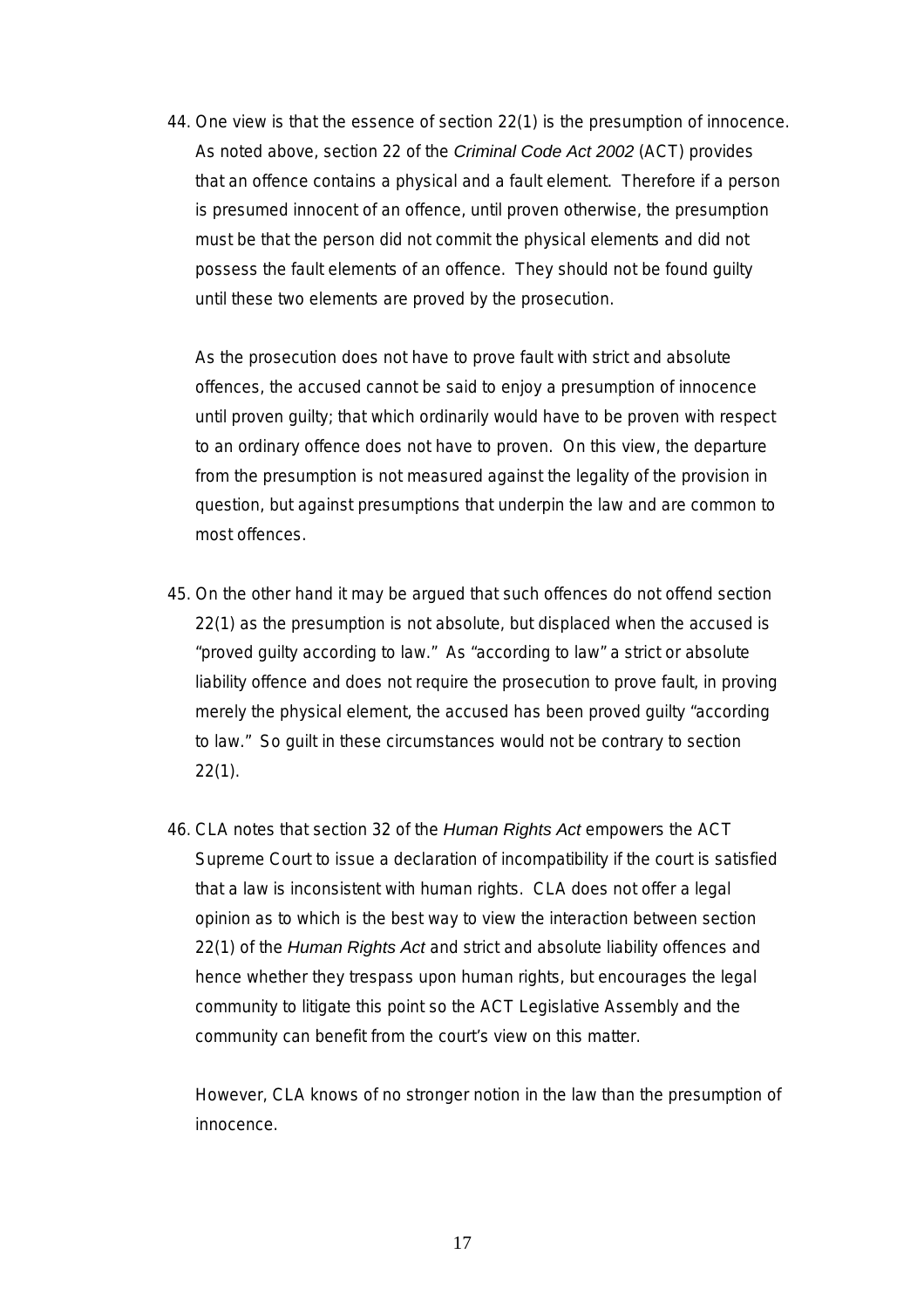44. One view is that the essence of section 22(1) is the presumption of innocence. As noted above, section 22 of the *Criminal Code Act 2002* (ACT) provides that an offence contains a physical and a fault element. Therefore if a person is presumed innocent of an offence, until proven otherwise, the presumption must be that the person did not commit the physical elements and did not possess the fault elements of an offence. They should not be found guilty until these two elements are proved by the prosecution.

    As the prosecution does not have to prove fault with strict and absolute offences, the accused cannot be said to enjoy a presumption of innocence until proven guilty; that which ordinarily would have to be proven with respect to an ordinary offence does not have to proven. On this view, the departure from the presumption is not measured against the legality of the provision in question, but against presumptions that underpin the law and are common to most offences.

45. On the other hand it may be argued that such offences do not offend section 22(1) as the presumption is not absolute, but displaced when the accused is "proved guilty according to law." As "according to law" a strict or absolute liability offence and does not require the prosecution to prove fault, in proving merely the physical element, the accused has been proved guilty "according to law." So guilt in these circumstances would not be contrary to section 22(1).

46. CLA notes that section 32 of the *Human Rights Act* empowers the ACT Supreme Court to issue a declaration of incompatibility if the court is satisfied that a law is inconsistent with human rights. CLA does not offer a legal opinion as to which is the best way to view the interaction between section 22(1) of the *Human Rights Act* and strict and absolute liability offences and hence whether they trespass upon human rights, but encourages the legal community to litigate this point so the ACT Legislative Assembly and the community can benefit from the court's view on this matter.

    However, CLA knows of no stronger notion in the law than the presumption of innocence.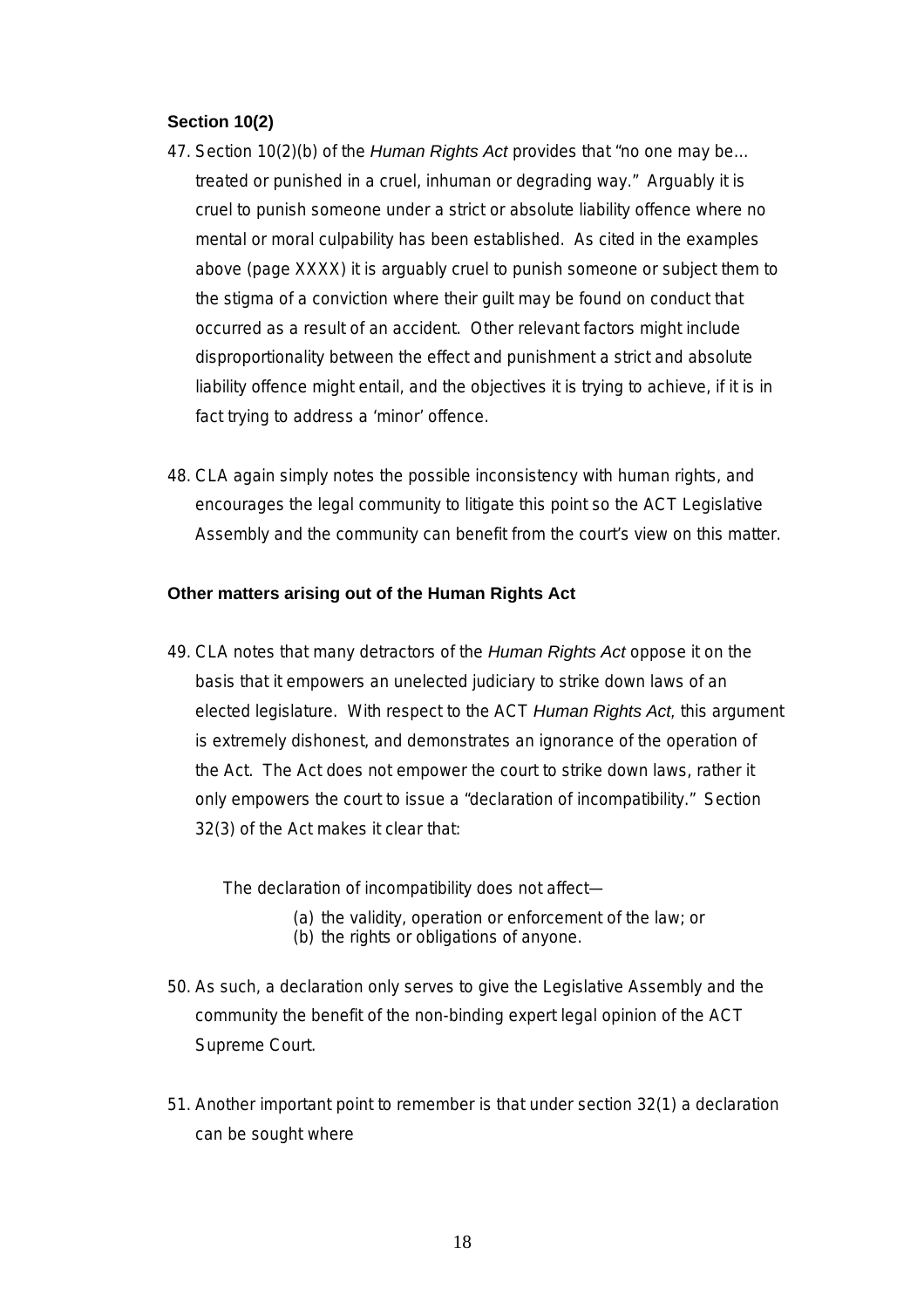### Section 10(2)

47. Section 10(2)(b) of the *Human Rights Act* provides that "no one may be… treated or punished in a cruel, inhuman or degrading way." Arguably it is cruel to punish someone under a strict or absolute liability offence where no mental or moral culpability has been established. As cited in the examples above (page XXXX) it is arguably cruel to punish someone or subject them to the stigma of a conviction where their guilt may be found on conduct that occurred as a result of an accident. Other relevant factors might include disproportionality between the effect and punishment a strict and absolute liability offence might entail, and the objectives it is trying to achieve, if it is in fact trying to address a 'minor' offence.

48. CLA again simply notes the possible inconsistency with human rights, and encourages the legal community to litigate this point so the ACT Legislative Assembly and the community can benefit from the court's view on this matter.

### Other matters arising out of the Human Rights Act

49. CLA notes that many detractors of the *Human Rights Act* oppose it on the basis that it empowers an unelected judiciary to strike down laws of an elected legislature. With respect to the ACT *Human Rights Act*, this argument is extremely dishonest, and demonstrates an ignorance of the operation of the Act. The Act does not empower the court to strike down laws, rather it only empowers the court to issue a "declaration of incompatibility." Section 32(3) of the Act makes it clear that:

   > The declaration of incompatibility does not affect—
   >
   > (a) the validity, operation or enforcement of the law; or
   > (b) the rights or obligations of anyone.

50. As such, a declaration only serves to give the Legislative Assembly and the community the benefit of the non-binding expert legal opinion of the ACT Supreme Court.

51. Another important point to remember is that under section 32(1) a declaration can be sought where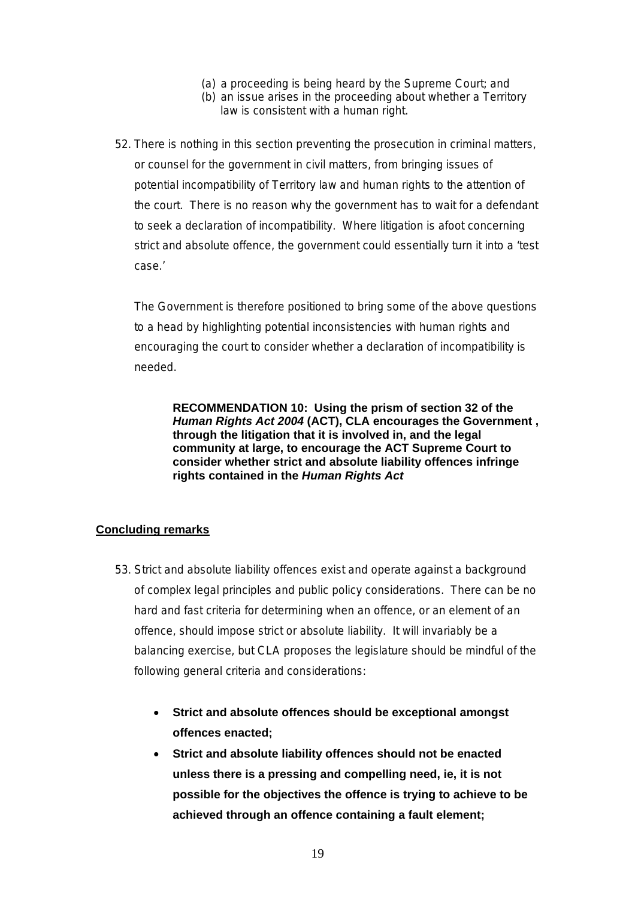(a) a proceeding is being heard by the Supreme Court; and
(b) an issue arises in the proceeding about whether a Territory law is consistent with a human right.

52. There is nothing in this section preventing the prosecution in criminal matters, or counsel for the government in civil matters, from bringing issues of potential incompatibility of Territory law and human rights to the attention of the court. There is no reason why the government has to wait for a defendant to seek a declaration of incompatibility. Where litigation is afoot concerning strict and absolute offence, the government could essentially turn it into a 'test case.'

The Government is therefore positioned to bring some of the above questions to a head by highlighting potential inconsistencies with human rights and encouraging the court to consider whether a declaration of incompatibility is needed.

> **RECOMMENDATION 10: Using the prism of section 32 of the *Human Rights Act 2004* (ACT), CLA encourages the Government , through the litigation that it is involved in, and the legal community at large, to encourage the ACT Supreme Court to consider whether strict and absolute liability offences infringe rights contained in the *Human Rights Act***

## Concluding remarks

53. Strict and absolute liability offences exist and operate against a background of complex legal principles and public policy considerations. There can be no hard and fast criteria for determining when an offence, or an element of an offence, should impose strict or absolute liability. It will invariably be a balancing exercise, but CLA proposes the legislature should be mindful of the following general criteria and considerations:

- **Strict and absolute offences should be exceptional amongst offences enacted;**
- **Strict and absolute liability offences should not be enacted unless there is a pressing and compelling need, ie, it is not possible for the objectives the offence is trying to achieve to be achieved through an offence containing a fault element;**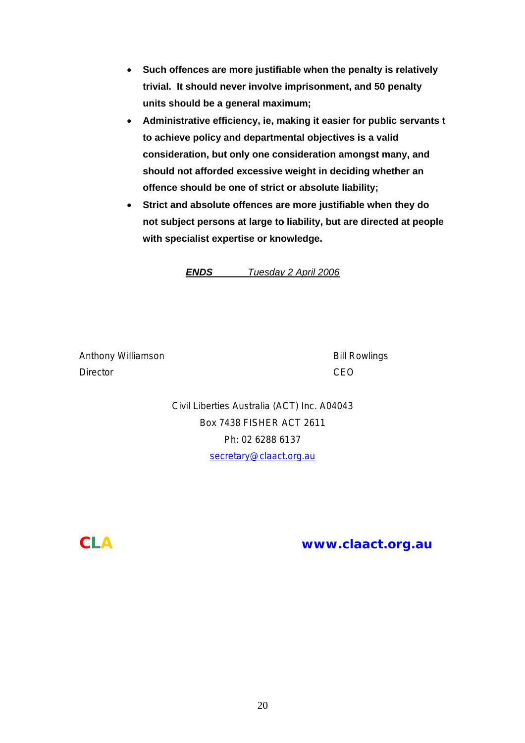- **Such offences are more justifiable when the penalty is relatively trivial. It should never involve imprisonment, and 50 penalty units should be a general maximum;**
- **Administrative efficiency, ie, making it easier for public servants t to achieve policy and departmental objectives is a valid consideration, but only one consideration amongst many, and should not afforded excessive weight in deciding whether an offence should be one of strict or absolute liability;**
- **Strict and absolute offences are more justifiable when they do not subject persons at large to liability, but are directed at people with specialist expertise or knowledge.**

***ENDS*** *Tuesday 2 April 2006*

Anthony Williamson
Director

Bill Rowlings
CEO

Civil Liberties Australia (ACT) Inc. A04043
Box 7438 FISHER ACT 2611
Ph: 02 6288 6137
secretary@claact.org.au

**CLA** **www.claact.org.au**